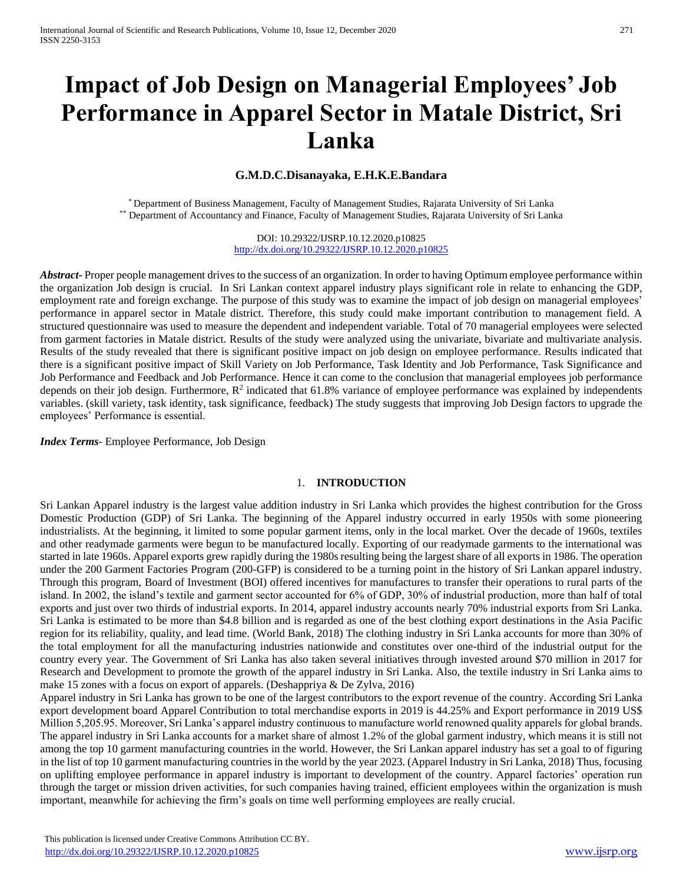# Impact of Job Design on Managerial Employees' Job Performance in Apparel Sector in Matale District, Sri Lanka

**G.M.D.C.Disanayaka, E.H.K.E.Bandara**

[*] Department of Business Management, Faculty of Management Studies, Rajarata University of Sri Lanka
[**] Department of Accountancy and Finance, Faculty of Management Studies, Rajarata University of Sri Lanka

DOI: 10.29322/IJSRP.10.12.2020.p10825
http://dx.doi.org/10.29322/IJSRP.10.12.2020.p10825

***Abstract***- Proper people management drives to the success of an organization. In order to having Optimum employee performance within the organization Job design is crucial. In Sri Lankan context apparel industry plays significant role in relate to enhancing the GDP, employment rate and foreign exchange. The purpose of this study was to examine the impact of job design on managerial employees' performance in apparel sector in Matale district. Therefore, this study could make important contribution to management field. A structured questionnaire was used to measure the dependent and independent variable. Total of 70 managerial employees were selected from garment factories in Matale district. Results of the study were analyzed using the univariate, bivariate and multivariate analysis. Results of the study revealed that there is significant positive impact on job design on employee performance. Results indicated that there is a significant positive impact of Skill Variety on Job Performance, Task Identity and Job Performance, Task Significance and Job Performance and Feedback and Job Performance. Hence it can come to the conclusion that managerial employees job performance depends on their job design. Furthermore, $R^2$ indicated that 61.8% variance of employee performance was explained by independents variables. (skill variety, task identity, task significance, feedback) The study suggests that improving Job Design factors to upgrade the employees' Performance is essential.

***Index Terms***- Employee Performance, Job Design

## 1. INTRODUCTION

Sri Lankan Apparel industry is the largest value addition industry in Sri Lanka which provides the highest contribution for the Gross Domestic Production (GDP) of Sri Lanka. The beginning of the Apparel industry occurred in early 1950s with some pioneering industrialists. At the beginning, it limited to some popular garment items, only in the local market. Over the decade of 1960s, textiles and other readymade garments were begun to be manufactured locally. Exporting of our readymade garments to the international was started in late 1960s. Apparel exports grew rapidly during the 1980s resulting being the largest share of all exports in 1986. The operation under the 200 Garment Factories Program (200-GFP) is considered to be a turning point in the history of Sri Lankan apparel industry. Through this program, Board of Investment (BOI) offered incentives for manufactures to transfer their operations to rural parts of the island. In 2002, the island's textile and garment sector accounted for 6% of GDP, 30% of industrial production, more than half of total exports and just over two thirds of industrial exports. In 2014, apparel industry accounts nearly 70% industrial exports from Sri Lanka. Sri Lanka is estimated to be more than $4.8 billion and is regarded as one of the best clothing export destinations in the Asia Pacific region for its reliability, quality, and lead time. (World Bank, 2018) The clothing industry in Sri Lanka accounts for more than 30% of the total employment for all the manufacturing industries nationwide and constitutes over one-third of the industrial output for the country every year. The Government of Sri Lanka has also taken several initiatives through invested around $70 million in 2017 for Research and Development to promote the growth of the apparel industry in Sri Lanka. Also, the textile industry in Sri Lanka aims to make 15 zones with a focus on export of apparels. (Deshappriya & De Zylva, 2016)

Apparel industry in Sri Lanka has grown to be one of the largest contributors to the export revenue of the country. According Sri Lanka export development board Apparel Contribution to total merchandise exports in 2019 is 44.25% and Export performance in 2019 US$ Million 5,205.95. Moreover, Sri Lanka's apparel industry continuous to manufacture world renowned quality apparels for global brands. The apparel industry in Sri Lanka accounts for a market share of almost 1.2% of the global garment industry, which means it is still not among the top 10 garment manufacturing countries in the world. However, the Sri Lankan apparel industry has set a goal to of figuring in the list of top 10 garment manufacturing countries in the world by the year 2023. (Apparel Industry in Sri Lanka, 2018) Thus, focusing on uplifting employee performance in apparel industry is important to development of the country. Apparel factories' operation run through the target or mission driven activities, for such companies having trained, efficient employees within the organization is mush important, meanwhile for achieving the firm's goals on time well performing employees are really crucial.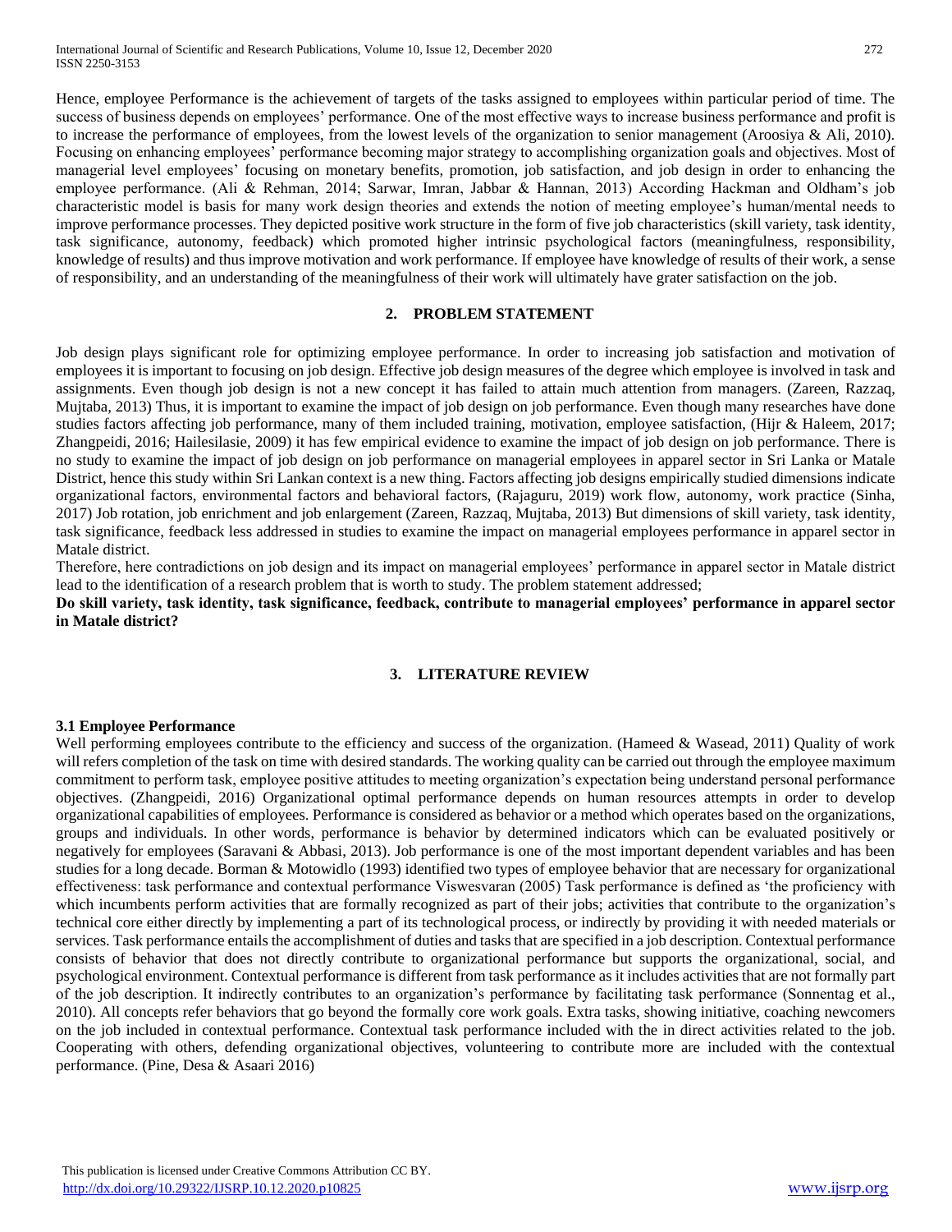Hence, employee Performance is the achievement of targets of the tasks assigned to employees within particular period of time. The success of business depends on employees' performance. One of the most effective ways to increase business performance and profit is to increase the performance of employees, from the lowest levels of the organization to senior management (Aroosiya & Ali, 2010). Focusing on enhancing employees' performance becoming major strategy to accomplishing organization goals and objectives. Most of managerial level employees' focusing on monetary benefits, promotion, job satisfaction, and job design in order to enhancing the employee performance. (Ali & Rehman, 2014; Sarwar, Imran, Jabbar & Hannan, 2013) According Hackman and Oldham's job characteristic model is basis for many work design theories and extends the notion of meeting employee's human/mental needs to improve performance processes. They depicted positive work structure in the form of five job characteristics (skill variety, task identity, task significance, autonomy, feedback) which promoted higher intrinsic psychological factors (meaningfulness, responsibility, knowledge of results) and thus improve motivation and work performance. If employee have knowledge of results of their work, a sense of responsibility, and an understanding of the meaningfulness of their work will ultimately have grater satisfaction on the job.

## 2. PROBLEM STATEMENT

Job design plays significant role for optimizing employee performance. In order to increasing job satisfaction and motivation of employees it is important to focusing on job design. Effective job design measures of the degree which employee is involved in task and assignments. Even though job design is not a new concept it has failed to attain much attention from managers. (Zareen, Razzaq, Mujtaba, 2013) Thus, it is important to examine the impact of job design on job performance. Even though many researches have done studies factors affecting job performance, many of them included training, motivation, employee satisfaction, (Hijr & Haleem, 2017; Zhangpeidi, 2016; Hailesilasie, 2009) it has few empirical evidence to examine the impact of job design on job performance. There is no study to examine the impact of job design on job performance on managerial employees in apparel sector in Sri Lanka or Matale District, hence this study within Sri Lankan context is a new thing. Factors affecting job designs empirically studied dimensions indicate organizational factors, environmental factors and behavioral factors, (Rajaguru, 2019) work flow, autonomy, work practice (Sinha, 2017) Job rotation, job enrichment and job enlargement (Zareen, Razzaq, Mujtaba, 2013) But dimensions of skill variety, task identity, task significance, feedback less addressed in studies to examine the impact on managerial employees performance in apparel sector in Matale district.

Therefore, here contradictions on job design and its impact on managerial employees' performance in apparel sector in Matale district lead to the identification of a research problem that is worth to study. The problem statement addressed;

**Do skill variety, task identity, task significance, feedback, contribute to managerial employees' performance in apparel sector in Matale district?**

## 3. LITERATURE REVIEW

### 3.1 Employee Performance

Well performing employees contribute to the efficiency and success of the organization. (Hameed & Wasead, 2011) Quality of work will refers completion of the task on time with desired standards. The working quality can be carried out through the employee maximum commitment to perform task, employee positive attitudes to meeting organization's expectation being understand personal performance objectives. (Zhangpeidi, 2016) Organizational optimal performance depends on human resources attempts in order to develop organizational capabilities of employees. Performance is considered as behavior or a method which operates based on the organizations, groups and individuals. In other words, performance is behavior by determined indicators which can be evaluated positively or negatively for employees (Saravani & Abbasi, 2013). Job performance is one of the most important dependent variables and has been studies for a long decade. Borman & Motowidlo (1993) identified two types of employee behavior that are necessary for organizational effectiveness: task performance and contextual performance Viswesvaran (2005) Task performance is defined as 'the proficiency with which incumbents perform activities that are formally recognized as part of their jobs; activities that contribute to the organization's technical core either directly by implementing a part of its technological process, or indirectly by providing it with needed materials or services. Task performance entails the accomplishment of duties and tasks that are specified in a job description. Contextual performance consists of behavior that does not directly contribute to organizational performance but supports the organizational, social, and psychological environment. Contextual performance is different from task performance as it includes activities that are not formally part of the job description. It indirectly contributes to an organization's performance by facilitating task performance (Sonnentag et al., 2010). All concepts refer behaviors that go beyond the formally core work goals. Extra tasks, showing initiative, coaching newcomers on the job included in contextual performance. Contextual task performance included with the in direct activities related to the job. Cooperating with others, defending organizational objectives, volunteering to contribute more are included with the contextual performance. (Pine, Desa & Asaari 2016)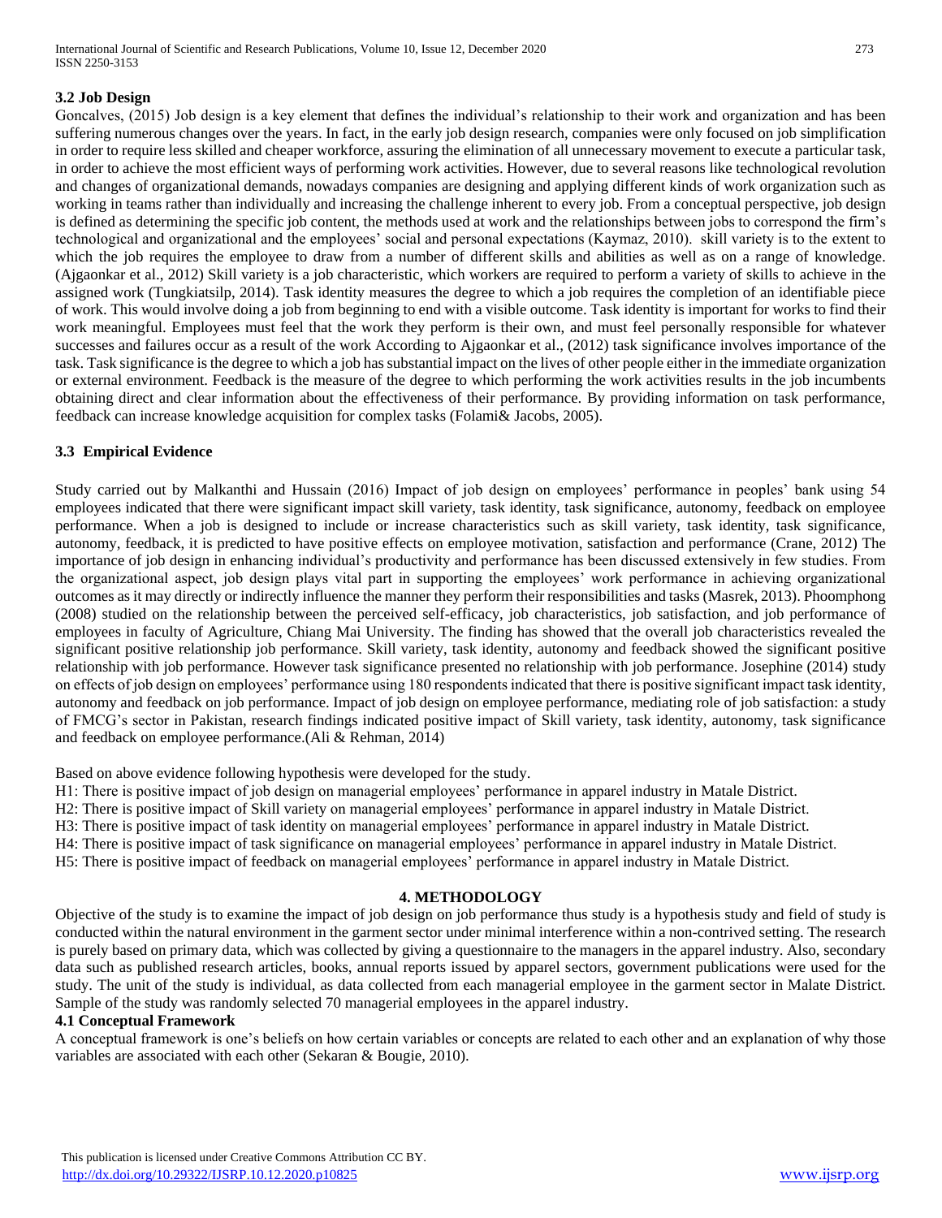### 3.2 Job Design

Goncalves, (2015) Job design is a key element that defines the individual's relationship to their work and organization and has been suffering numerous changes over the years. In fact, in the early job design research, companies were only focused on job simplification in order to require less skilled and cheaper workforce, assuring the elimination of all unnecessary movement to execute a particular task, in order to achieve the most efficient ways of performing work activities. However, due to several reasons like technological revolution and changes of organizational demands, nowadays companies are designing and applying different kinds of work organization such as working in teams rather than individually and increasing the challenge inherent to every job. From a conceptual perspective, job design is defined as determining the specific job content, the methods used at work and the relationships between jobs to correspond the firm's technological and organizational and the employees' social and personal expectations (Kaymaz, 2010). skill variety is to the extent to which the job requires the employee to draw from a number of different skills and abilities as well as on a range of knowledge. (Ajgaonkar et al., 2012) Skill variety is a job characteristic, which workers are required to perform a variety of skills to achieve in the assigned work (Tungkiatsilp, 2014). Task identity measures the degree to which a job requires the completion of an identifiable piece of work. This would involve doing a job from beginning to end with a visible outcome. Task identity is important for works to find their work meaningful. Employees must feel that the work they perform is their own, and must feel personally responsible for whatever successes and failures occur as a result of the work According to Ajgaonkar et al., (2012) task significance involves importance of the task. Task significance is the degree to which a job has substantial impact on the lives of other people either in the immediate organization or external environment. Feedback is the measure of the degree to which performing the work activities results in the job incumbents obtaining direct and clear information about the effectiveness of their performance. By providing information on task performance, feedback can increase knowledge acquisition for complex tasks (Folami& Jacobs, 2005).

### 3.3 Empirical Evidence

Study carried out by Malkanthi and Hussain (2016) Impact of job design on employees' performance in peoples' bank using 54 employees indicated that there were significant impact skill variety, task identity, task significance, autonomy, feedback on employee performance. When a job is designed to include or increase characteristics such as skill variety, task identity, task significance, autonomy, feedback, it is predicted to have positive effects on employee motivation, satisfaction and performance (Crane, 2012) The importance of job design in enhancing individual's productivity and performance has been discussed extensively in few studies. From the organizational aspect, job design plays vital part in supporting the employees' work performance in achieving organizational outcomes as it may directly or indirectly influence the manner they perform their responsibilities and tasks (Masrek, 2013). Phoomphong (2008) studied on the relationship between the perceived self-efficacy, job characteristics, job satisfaction, and job performance of employees in faculty of Agriculture, Chiang Mai University. The finding has showed that the overall job characteristics revealed the significant positive relationship job performance. Skill variety, task identity, autonomy and feedback showed the significant positive relationship with job performance. However task significance presented no relationship with job performance. Josephine (2014) study on effects of job design on employees' performance using 180 respondents indicated that there is positive significant impact task identity, autonomy and feedback on job performance. Impact of job design on employee performance, mediating role of job satisfaction: a study of FMCG's sector in Pakistan, research findings indicated positive impact of Skill variety, task identity, autonomy, task significance and feedback on employee performance.(Ali & Rehman, 2014)

Based on above evidence following hypothesis were developed for the study.

H1: There is positive impact of job design on managerial employees' performance in apparel industry in Matale District.
H2: There is positive impact of Skill variety on managerial employees' performance in apparel industry in Matale District.
H3: There is positive impact of task identity on managerial employees' performance in apparel industry in Matale District.
H4: There is positive impact of task significance on managerial employees' performance in apparel industry in Matale District.
H5: There is positive impact of feedback on managerial employees' performance in apparel industry in Matale District.

## 4. METHODOLOGY

Objective of the study is to examine the impact of job design on job performance thus study is a hypothesis study and field of study is conducted within the natural environment in the garment sector under minimal interference within a non-contrived setting. The research is purely based on primary data, which was collected by giving a questionnaire to the managers in the apparel industry. Also, secondary data such as published research articles, books, annual reports issued by apparel sectors, government publications were used for the study. The unit of the study is individual, as data collected from each managerial employee in the garment sector in Malate District. Sample of the study was randomly selected 70 managerial employees in the apparel industry.

### 4.1 Conceptual Framework

A conceptual framework is one's beliefs on how certain variables or concepts are related to each other and an explanation of why those variables are associated with each other (Sekaran & Bougie, 2010).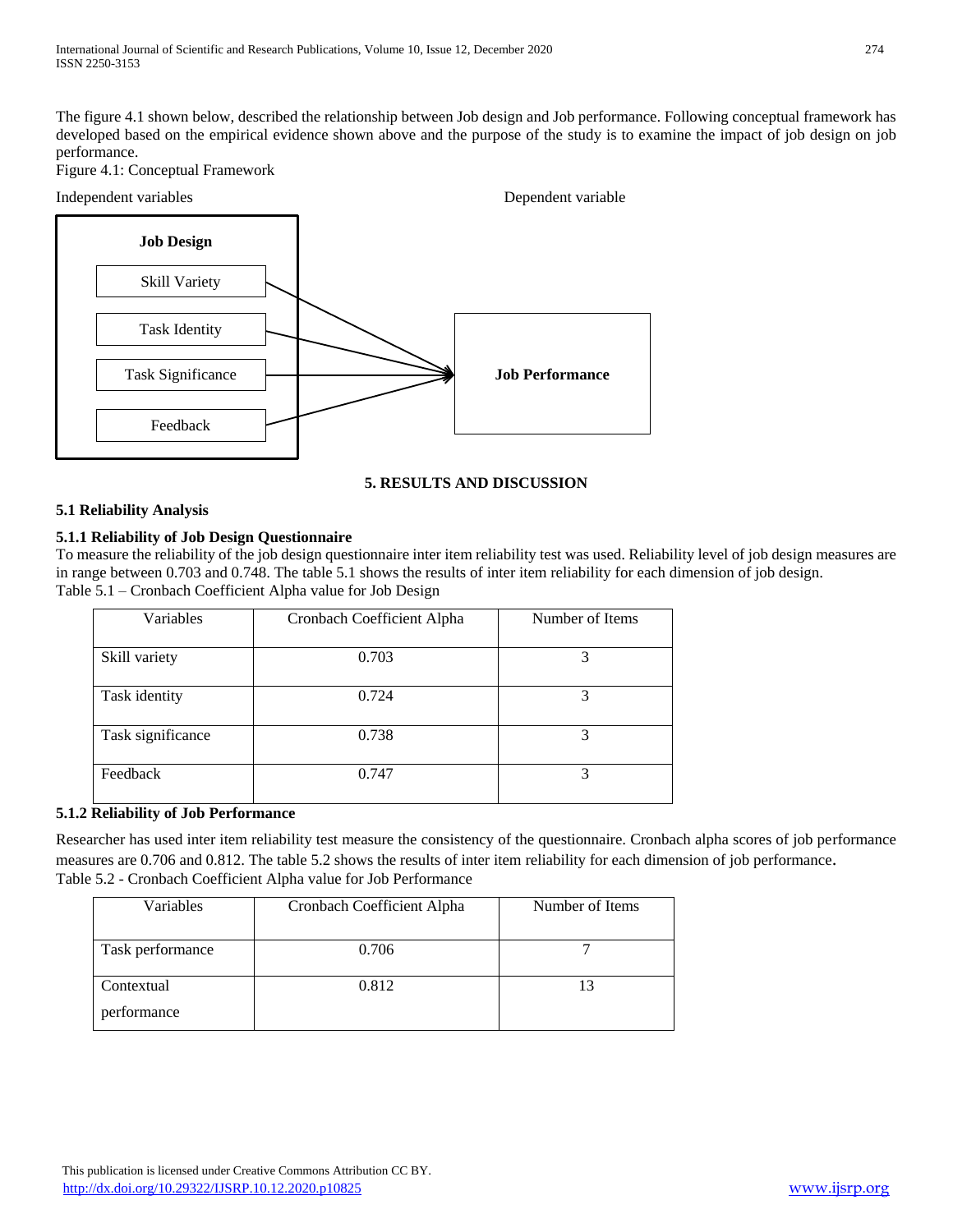The figure 4.1 shown below, described the relationship between Job design and Job performance. Following conceptual framework has developed based on the empirical evidence shown above and the purpose of the study is to examine the impact of job design on job performance.

Figure 4.1: Conceptual Framework

Independent variables

Dependent variable

**Job Design**

Skill Variety

Task Identity

Task Significance

Feedback

**Job Performance**

## 5. RESULTS AND DISCUSSION

### 5.1 Reliability Analysis

#### 5.1.1 Reliability of Job Design Questionnaire

To measure the reliability of the job design questionnaire inter item reliability test was used. Reliability level of job design measures are in range between 0.703 and 0.748. The table 5.1 shows the results of inter item reliability for each dimension of job design.

Table 5.1 – Cronbach Coefficient Alpha value for Job Design

| Variables | Cronbach Coefficient Alpha | Number of Items |
|---|---|---|
| Skill variety | 0.703 | 3 |
| Task identity | 0.724 | 3 |
| Task significance | 0.738 | 3 |
| Feedback | 0.747 | 3 |

#### 5.1.2 Reliability of Job Performance

Researcher has used inter item reliability test measure the consistency of the questionnaire. Cronbach alpha scores of job performance measures are 0.706 and 0.812. The table 5.2 shows the results of inter item reliability for each dimension of job performance.

Table 5.2 - Cronbach Coefficient Alpha value for Job Performance

| Variables | Cronbach Coefficient Alpha | Number of Items |
|---|---|---|
| Task performance | 0.706 | 7 |
| Contextual performance | 0.812 | 13 |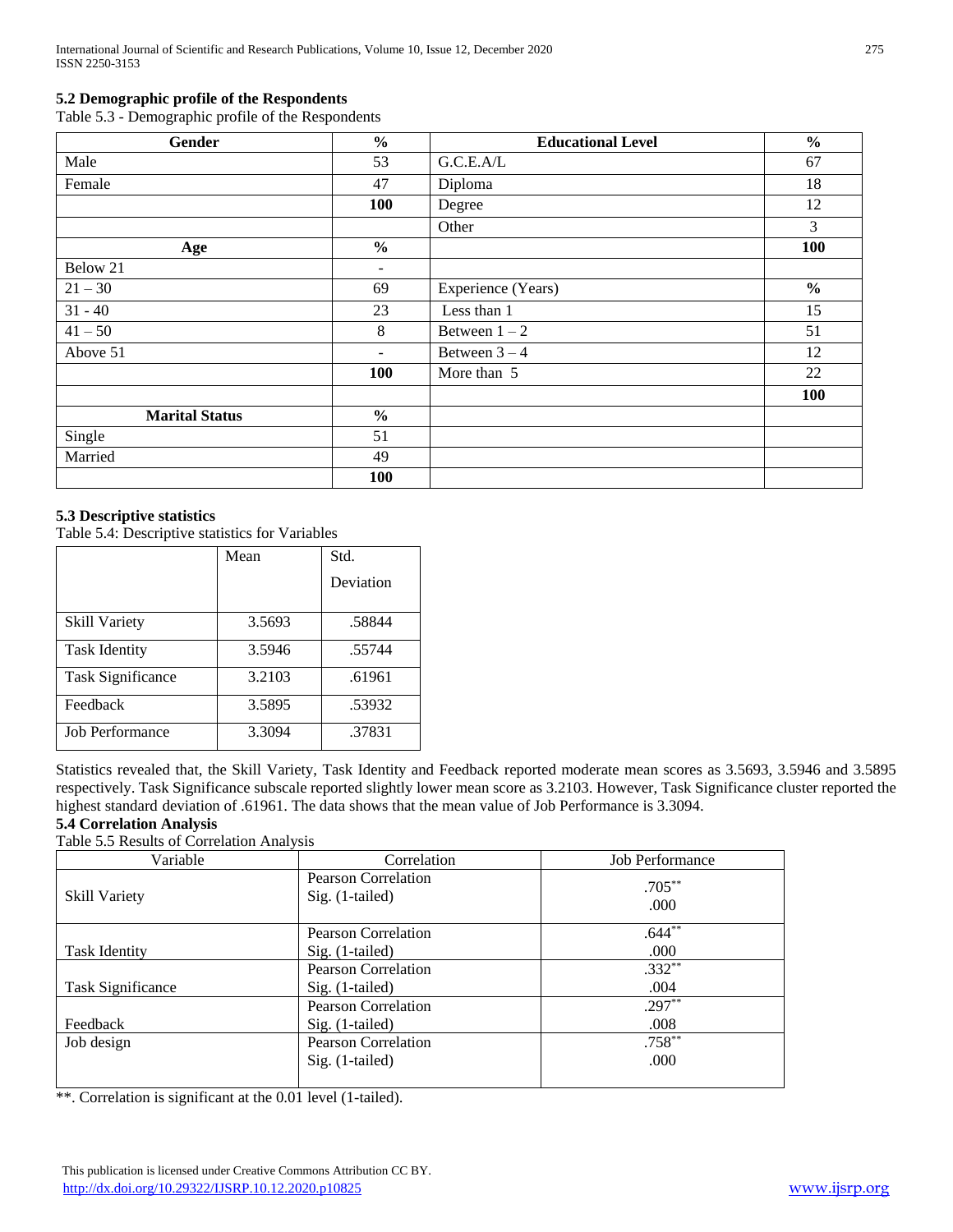### 5.2 Demographic profile of the Respondents

Table 5.3 - Demographic profile of the Respondents

| Gender | % | Educational Level | % |
|---|---|---|---|
| Male | 53 | G.C.E.A/L | 67 |
| Female | 47 | Diploma | 18 |
| | **100** | Degree | 12 |
| | | Other | 3 |
| **Age** | **%** | | **100** |
| Below 21 | - | | |
| 21 – 30 | 69 | Experience (Years) | **%** |
| 31 - 40 | 23 | Less than 1 | 15 |
| 41 – 50 | 8 | Between 1 – 2 | 51 |
| Above 51 | - | Between 3 – 4 | 12 |
| | **100** | More than 5 | 22 |
| | | | **100** |
| **Marital Status** | **%** | | |
| Single | 51 | | |
| Married | 49 | | |
| | **100** | | |

### 5.3 Descriptive statistics

Table 5.4: Descriptive statistics for Variables

| | Mean | Std. Deviation |
|---|---|---|
| Skill Variety | 3.5693 | .58844 |
| Task Identity | 3.5946 | .55744 |
| Task Significance | 3.2103 | .61961 |
| Feedback | 3.5895 | .53932 |
| Job Performance | 3.3094 | .37831 |

Statistics revealed that, the Skill Variety, Task Identity and Feedback reported moderate mean scores as 3.5693, 3.5946 and 3.5895 respectively. Task Significance subscale reported slightly lower mean score as 3.2103. However, Task Significance cluster reported the highest standard deviation of .61961. The data shows that the mean value of Job Performance is 3.3094.

### 5.4 Correlation Analysis

Table 5.5 Results of Correlation Analysis

| Variable | Correlation | Job Performance |
|---|---|---|
| Skill Variety | Pearson Correlation | .705** |
| | Sig. (1-tailed) | .000 |
| Task Identity | Pearson Correlation | .644** |
| | Sig. (1-tailed) | .000 |
| Task Significance | Pearson Correlation | .332** |
| | Sig. (1-tailed) | .004 |
| Feedback | Pearson Correlation | .297** |
| | Sig. (1-tailed) | .008 |
| Job design | Pearson Correlation | .758** |
| | Sig. (1-tailed) | .000 |

**. Correlation is significant at the 0.01 level (1-tailed).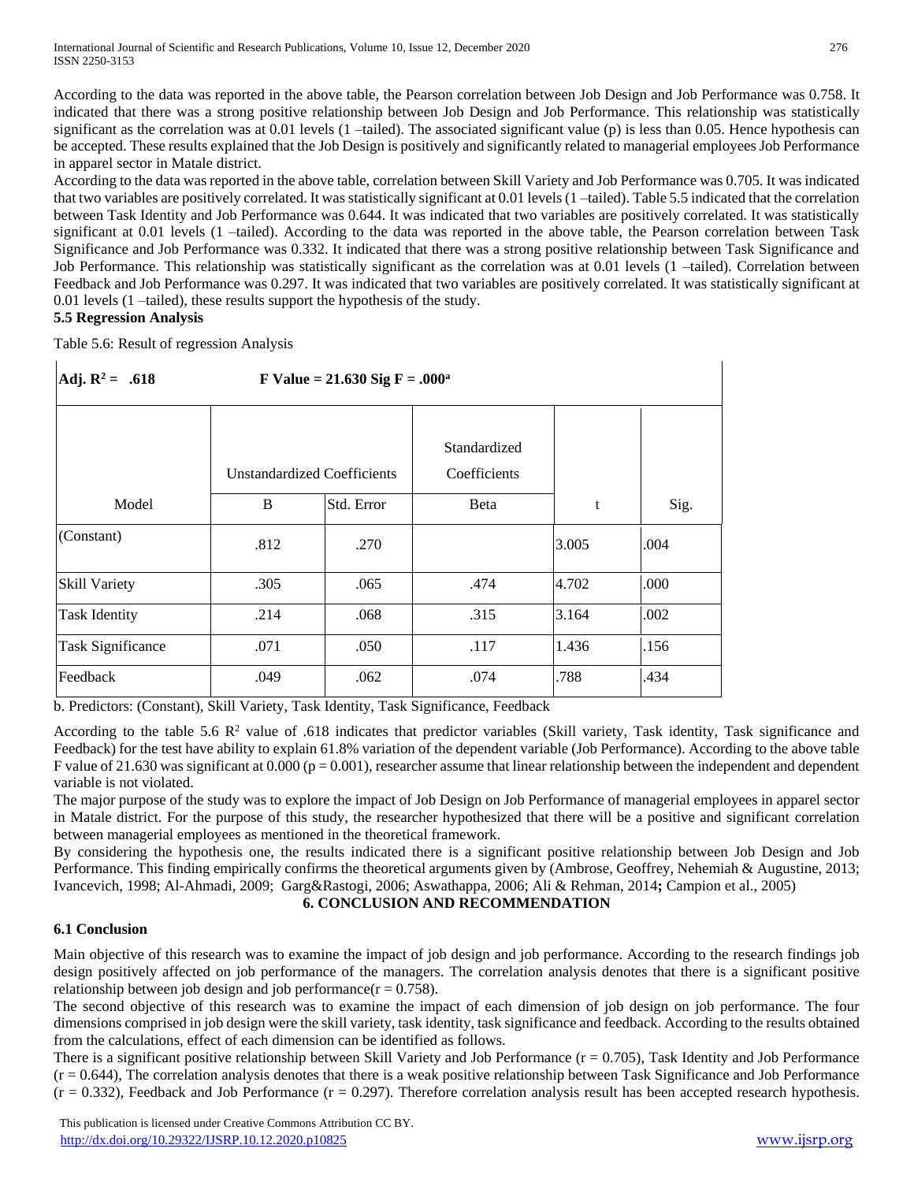According to the data was reported in the above table, the Pearson correlation between Job Design and Job Performance was 0.758. It indicated that there was a strong positive relationship between Job Design and Job Performance. This relationship was statistically significant as the correlation was at 0.01 levels (1 –tailed). The associated significant value (p) is less than 0.05. Hence hypothesis can be accepted. These results explained that the Job Design is positively and significantly related to managerial employees Job Performance in apparel sector in Matale district.

According to the data was reported in the above table, correlation between Skill Variety and Job Performance was 0.705. It was indicated that two variables are positively correlated. It was statistically significant at 0.01 levels (1 –tailed). Table 5.5 indicated that the correlation between Task Identity and Job Performance was 0.644. It was indicated that two variables are positively correlated. It was statistically significant at 0.01 levels (1 –tailed). According to the data was reported in the above table, the Pearson correlation between Task Significance and Job Performance was 0.332. It indicated that there was a strong positive relationship between Task Significance and Job Performance. This relationship was statistically significant as the correlation was at 0.01 levels (1 –tailed). Correlation between Feedback and Job Performance was 0.297. It was indicated that two variables are positively correlated. It was statistically significant at 0.01 levels (1 –tailed), these results support the hypothesis of the study.

### 5.5 Regression Analysis

Table 5.6: Result of regression Analysis

| **Adj. $R^2$ = .618** | **F Value = 21.630 Sig F = .000[a]** | | | | |
|---|---|---|---|---|---|
| | Unstandardized Coefficients | | Standardized Coefficients | | |
| Model | B | Std. Error | Beta | t | Sig. |
| (Constant) | .812 | .270 | | 3.005 | .004 |
| Skill Variety | .305 | .065 | .474 | 4.702 | .000 |
| Task Identity | .214 | .068 | .315 | 3.164 | .002 |
| Task Significance | .071 | .050 | .117 | 1.436 | .156 |
| Feedback | .049 | .062 | .074 | .788 | .434 |

b. Predictors: (Constant), Skill Variety, Task Identity, Task Significance, Feedback

According to the table 5.6 $R^2$ value of .618 indicates that predictor variables (Skill variety, Task identity, Task significance and Feedback) for the test have ability to explain 61.8% variation of the dependent variable (Job Performance). According to the above table F value of 21.630 was significant at 0.000 ($p = 0.001$), researcher assume that linear relationship between the independent and dependent variable is not violated.

The major purpose of the study was to explore the impact of Job Design on Job Performance of managerial employees in apparel sector in Matale district. For the purpose of this study, the researcher hypothesized that there will be a positive and significant correlation between managerial employees as mentioned in the theoretical framework.

By considering the hypothesis one, the results indicated there is a significant positive relationship between Job Design and Job Performance. This finding empirically confirms the theoretical arguments given by (Ambrose, Geoffrey, Nehemiah & Augustine, 2013; Ivancevich, 1998; Al-Ahmadi, 2009; Garg&Rastogi, 2006; Aswathappa, 2006; Ali & Rehman, 2014**;** Campion et al., 2005)

## 6. CONCLUSION AND RECOMMENDATION

### 6.1 Conclusion

Main objective of this research was to examine the impact of job design and job performance. According to the research findings job design positively affected on job performance of the managers. The correlation analysis denotes that there is a significant positive relationship between job design and job performance($r = 0.758$).

The second objective of this research was to examine the impact of each dimension of job design on job performance. The four dimensions comprised in job design were the skill variety, task identity, task significance and feedback. According to the results obtained from the calculations, effect of each dimension can be identified as follows.

There is a significant positive relationship between Skill Variety and Job Performance ($r = 0.705$), Task Identity and Job Performance ($r = 0.644$), The correlation analysis denotes that there is a weak positive relationship between Task Significance and Job Performance ($r = 0.332$), Feedback and Job Performance ($r = 0.297$). Therefore correlation analysis result has been accepted research hypothesis.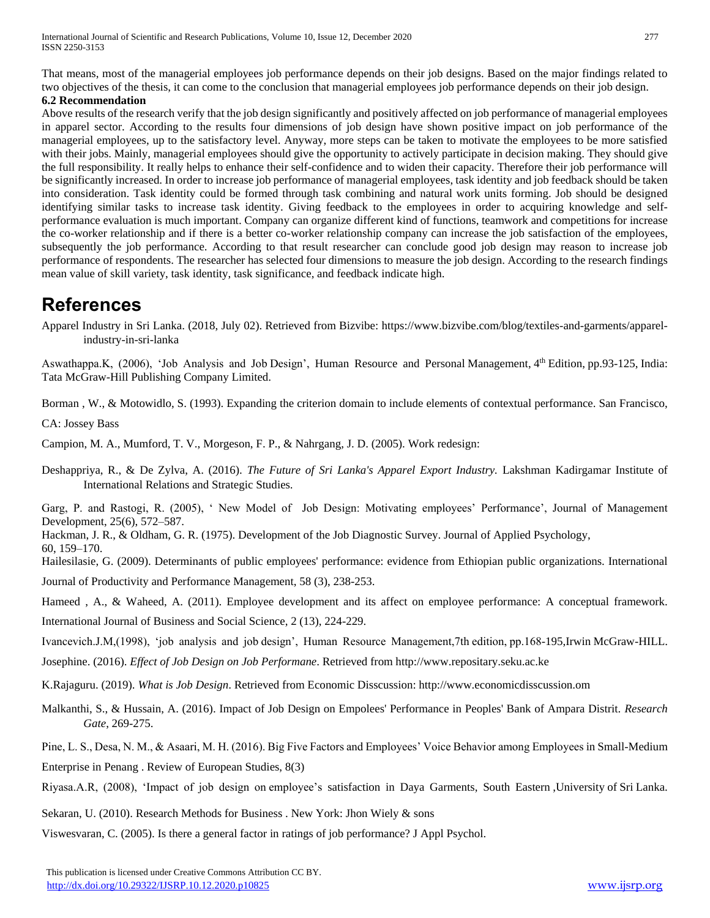That means, most of the managerial employees job performance depends on their job designs. Based on the major findings related to two objectives of the thesis, it can come to the conclusion that managerial employees job performance depends on their job design.

### 6.2 Recommendation

Above results of the research verify that the job design significantly and positively affected on job performance of managerial employees in apparel sector. According to the results four dimensions of job design have shown positive impact on job performance of the managerial employees, up to the satisfactory level. Anyway, more steps can be taken to motivate the employees to be more satisfied with their jobs. Mainly, managerial employees should give the opportunity to actively participate in decision making. They should give the full responsibility. It really helps to enhance their self-confidence and to widen their capacity. Therefore their job performance will be significantly increased. In order to increase job performance of managerial employees, task identity and job feedback should be taken into consideration. Task identity could be formed through task combining and natural work units forming. Job should be designed identifying similar tasks to increase task identity. Giving feedback to the employees in order to acquiring knowledge and self-performance evaluation is much important. Company can organize different kind of functions, teamwork and competitions for increase the co-worker relationship and if there is a better co-worker relationship company can increase the job satisfaction of the employees, subsequently the job performance. According to that result researcher can conclude good job design may reason to increase job performance of respondents. The researcher has selected four dimensions to measure the job design. According to the research findings mean value of skill variety, task identity, task significance, and feedback indicate high.

# References

Apparel Industry in Sri Lanka. (2018, July 02). Retrieved from Bizvibe: https://www.bizvibe.com/blog/textiles-and-garments/apparel-industry-in-sri-lanka

Aswathappa.K, (2006), 'Job Analysis and Job Design', Human Resource and Personal Management, 4th Edition, pp.93-125, India: Tata McGraw-Hill Publishing Company Limited.

Borman , W., & Motowidlo, S. (1993). Expanding the criterion domain to include elements of contextual performance. San Francisco, CA: Jossey Bass

Campion, M. A., Mumford, T. V., Morgeson, F. P., & Nahrgang, J. D. (2005). Work redesign:

Deshappriya, R., & De Zylva, A. (2016). *The Future of Sri Lanka's Apparel Export Industry.* Lakshman Kadirgamar Institute of International Relations and Strategic Studies.

Garg, P. and Rastogi, R. (2005), ' New Model of Job Design: Motivating employees' Performance', Journal of Management Development, 25(6), 572–587.

Hackman, J. R., & Oldham, G. R. (1975). Development of the Job Diagnostic Survey. Journal of Applied Psychology, 60, 159–170.

Hailesilasie, G. (2009). Determinants of public employees' performance: evidence from Ethiopian public organizations. International Journal of Productivity and Performance Management, 58 (3), 238-253.

Hameed , A., & Waheed, A. (2011). Employee development and its affect on employee performance: A conceptual framework. International Journal of Business and Social Science, 2 (13), 224-229.

Ivancevich.J.M,(1998), 'job analysis and job design', Human Resource Management,7th edition, pp.168-195,Irwin McGraw-HILL.

Josephine. (2016). *Effect of Job Design on Job Performane*. Retrieved from http://www.repositary.seku.ac.ke

K.Rajaguru. (2019). *What is Job Design*. Retrieved from Economic Disscussion: http://www.economicdisscussion.om

Malkanthi, S., & Hussain, A. (2016). Impact of Job Design on Empolees' Performance in Peoples' Bank of Ampara Distrit. *Research Gate*, 269-275.

Pine, L. S., Desa, N. M., & Asaari, M. H. (2016). Big Five Factors and Employees' Voice Behavior among Employees in Small-Medium Enterprise in Penang . Review of European Studies, 8(3)

Riyasa.A.R, (2008), 'Impact of job design on employee's satisfaction in Daya Garments, South Eastern ,University of Sri Lanka.

Sekaran, U. (2010). Research Methods for Business . New York: Jhon Wiely & sons

Viswesvaran, C. (2005). Is there a general factor in ratings of job performance? J Appl Psychol.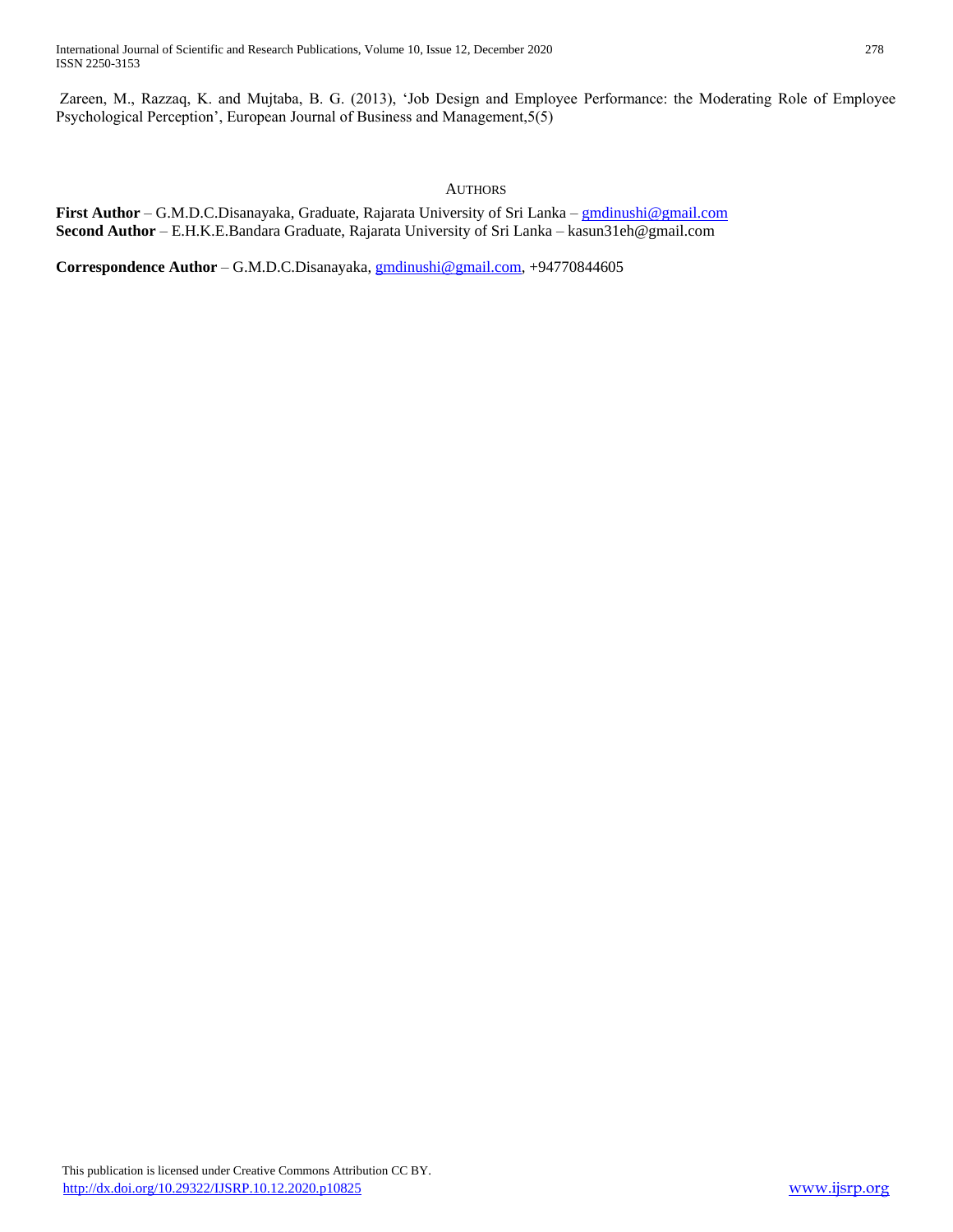Zareen, M., Razzaq, K. and Mujtaba, B. G. (2013), 'Job Design and Employee Performance: the Moderating Role of Employee Psychological Perception', European Journal of Business and Management,5(5)

## AUTHORS

**First Author** – G.M.D.C.Disanayaka, Graduate, Rajarata University of Sri Lanka – gmdinushi@gmail.com
**Second Author** – E.H.K.E.Bandara Graduate, Rajarata University of Sri Lanka – kasun31eh@gmail.com

**Correspondence Author** – G.M.D.C.Disanayaka, gmdinushi@gmail.com, +94770844605

This publication is licensed under Creative Commons Attribution CC BY.
http://dx.doi.org/10.29322/IJSRP.10.12.2020.p10825